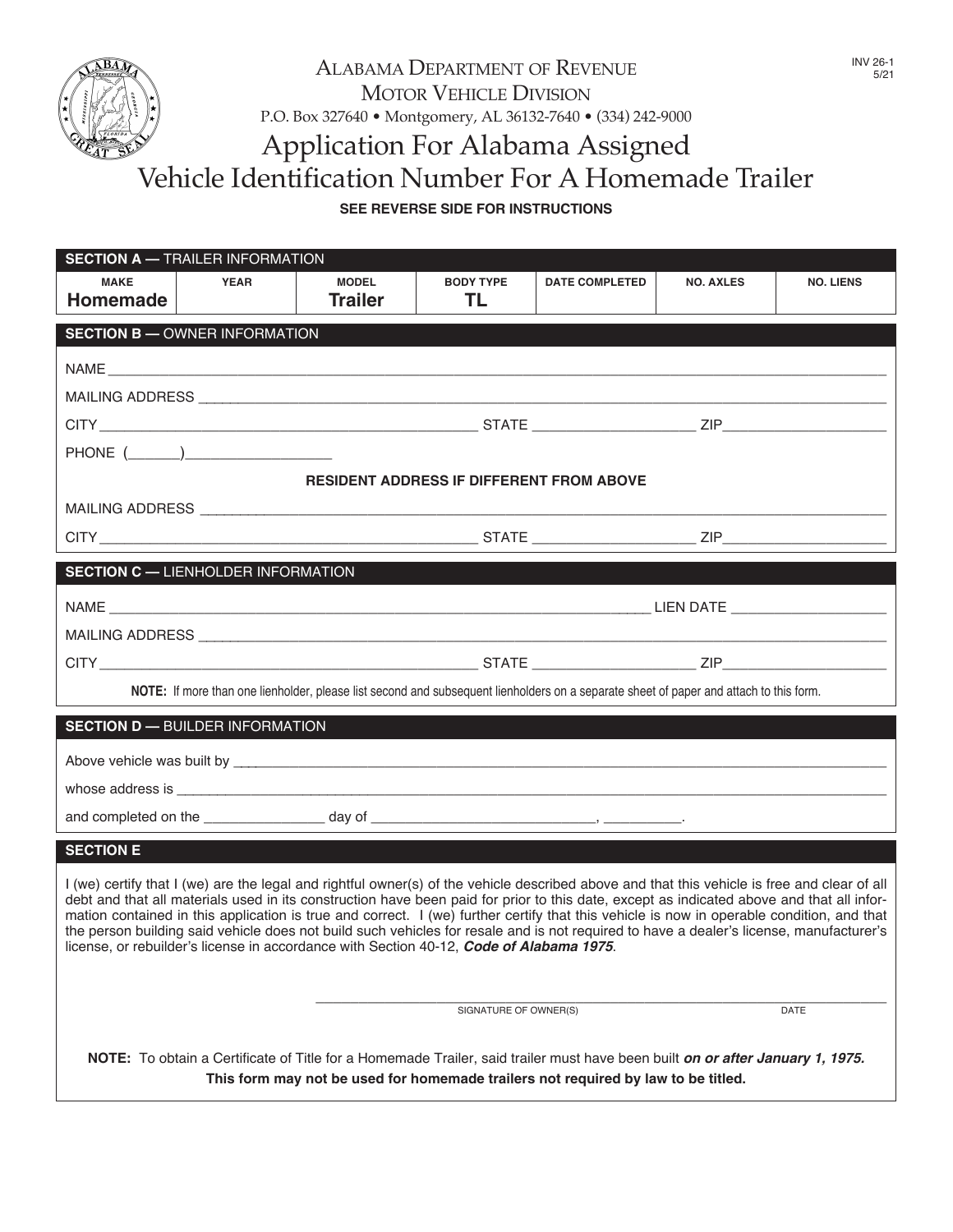INV 26-1
5/21

ALABAMA DEPARTMENT OF REVENUE
MOTOR VEHICLE DIVISION
P.O. Box 327640 • Montgomery, AL 36132-7640 • (334) 242-9000

# Application For Alabama Assigned Vehicle Identification Number For A Homemade Trailer

**SEE REVERSE SIDE FOR INSTRUCTIONS**

## SECTION A — TRAILER INFORMATION

| MAKE | YEAR | MODEL | BODY TYPE | DATE COMPLETED | NO. AXLES | NO. LIENS |
|---|---|---|---|---|---|---|
| **Homemade** | | **Trailer** | **TL** | | | |

## SECTION B — OWNER INFORMATION

NAME ___________________________________________

MAILING ADDRESS ___________________________________________

CITY ______________________ STATE ______________ ZIP______________

PHONE (______)__________________

**RESIDENT ADDRESS IF DIFFERENT FROM ABOVE**

MAILING ADDRESS ___________________________________________

CITY ______________________ STATE ______________ ZIP______________

## SECTION C — LIENHOLDER INFORMATION

NAME ______________________________ LIEN DATE ______________

MAILING ADDRESS ___________________________________________

CITY ______________________ STATE ______________ ZIP______________

**NOTE:** If more than one lienholder, please list second and subsequent lienholders on a separate sheet of paper and attach to this form.

## SECTION D — BUILDER INFORMATION

Above vehicle was built by ___________________________________________

whose address is ___________________________________________

and completed on the _______________ day of ____________________________, __________.

## SECTION E

I (we) certify that I (we) are the legal and rightful owner(s) of the vehicle described above and that this vehicle is free and clear of all debt and that all materials used in its construction have been paid for prior to this date, except as indicated above and that all information contained in this application is true and correct. I (we) further certify that this vehicle is now in operable condition, and that the person building said vehicle does not build such vehicles for resale and is not required to have a dealer's license, manufacturer's license, or rebuilder's license in accordance with Section 40-12, ***Code of Alabama 1975***.

___________________________________________
SIGNATURE OF OWNER(S) DATE

**NOTE:** To obtain a Certificate of Title for a Homemade Trailer, said trailer must have been built ***on or after January 1, 1975.***
**This form may not be used for homemade trailers not required by law to be titled.**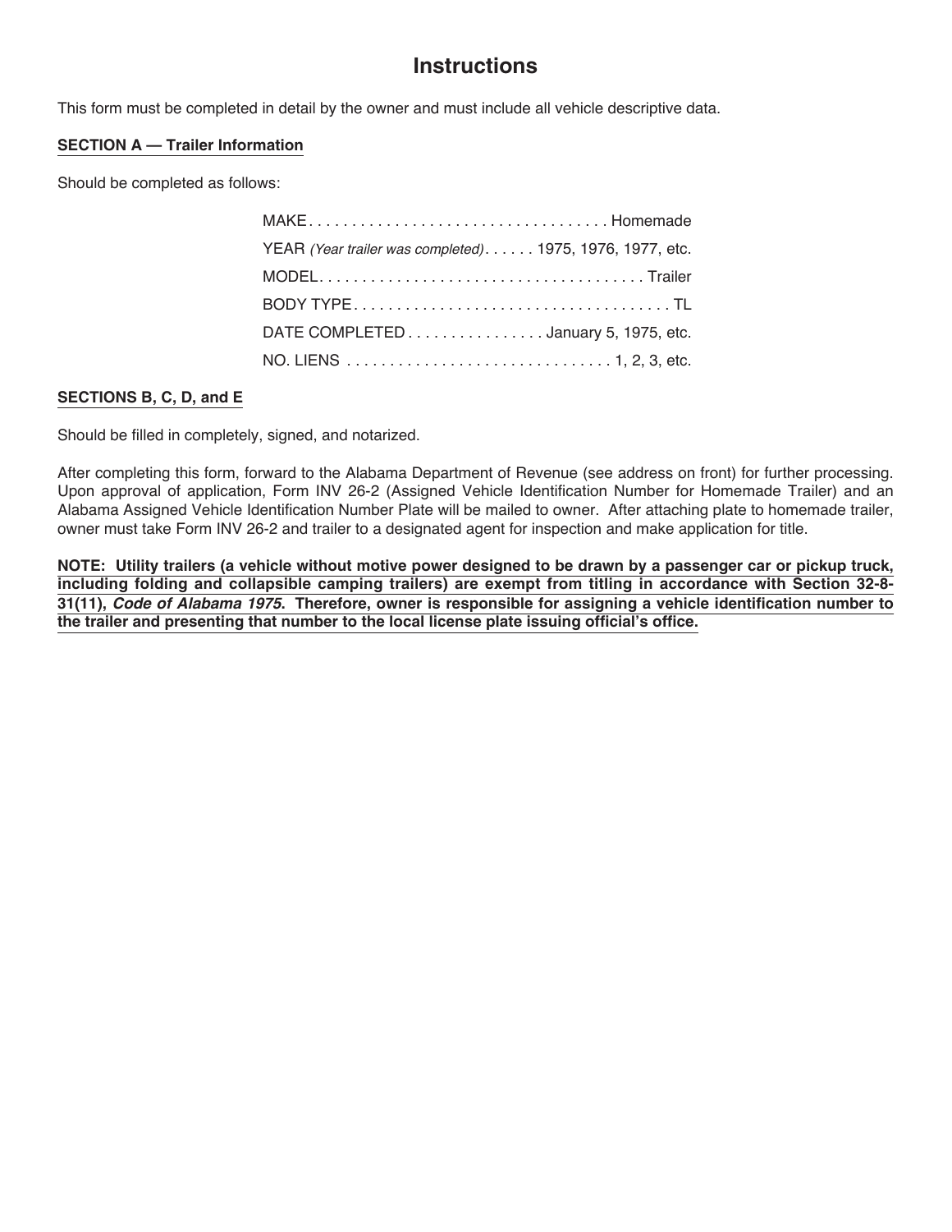# Instructions

This form must be completed in detail by the owner and must include all vehicle descriptive data.

**SECTION A — Trailer Information**

Should be completed as follows:

| | |
|---|---|
| MAKE | Homemade |
| YEAR *(Year trailer was completed)* | 1975, 1976, 1977, etc. |
| MODEL | Trailer |
| BODY TYPE | TL |
| DATE COMPLETED | January 5, 1975, etc. |
| NO. LIENS | 1, 2, 3, etc. |

**SECTIONS B, C, D, and E**

Should be filled in completely, signed, and notarized.

After completing this form, forward to the Alabama Department of Revenue (see address on front) for further processing. Upon approval of application, Form INV 26-2 (Assigned Vehicle Identification Number for Homemade Trailer) and an Alabama Assigned Vehicle Identification Number Plate will be mailed to owner. After attaching plate to homemade trailer, owner must take Form INV 26-2 and trailer to a designated agent for inspection and make application for title.

**NOTE: Utility trailers (a vehicle without motive power designed to be drawn by a passenger car or pickup truck, including folding and collapsible camping trailers) are exempt from titling in accordance with Section 32-8-31(11), *Code of Alabama 1975*. Therefore, owner is responsible for assigning a vehicle identification number to the trailer and presenting that number to the local license plate issuing official's office.**